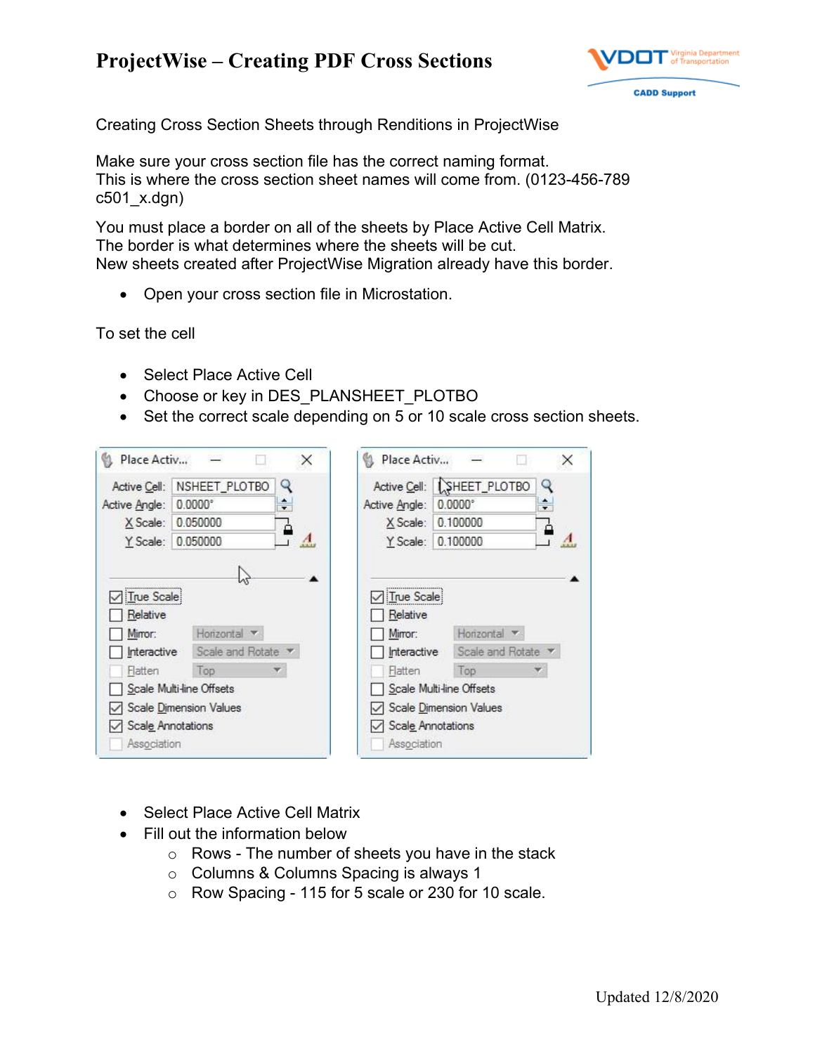# ProjectWise – Creating PDF Cross Sections

Creating Cross Section Sheets through Renditions in ProjectWise

Make sure your cross section file has the correct naming format.
This is where the cross section sheet names will come from. (0123-456-789 c501_x.dgn)

You must place a border on all of the sheets by Place Active Cell Matrix.
The border is what determines where the sheets will be cut.
New sheets created after ProjectWise Migration already have this border.

- Open your cross section file in Microstation.

To set the cell

- Select Place Active Cell
- Choose or key in DES_PLANSHEET_PLOTBO
- Set the correct scale depending on 5 or 10 scale cross section sheets.

- Select Place Active Cell Matrix
- Fill out the information below
  - Rows - The number of sheets you have in the stack
  - Columns & Columns Spacing is always 1
  - Row Spacing - 115 for 5 scale or 230 for 10 scale.

Updated 12/8/2020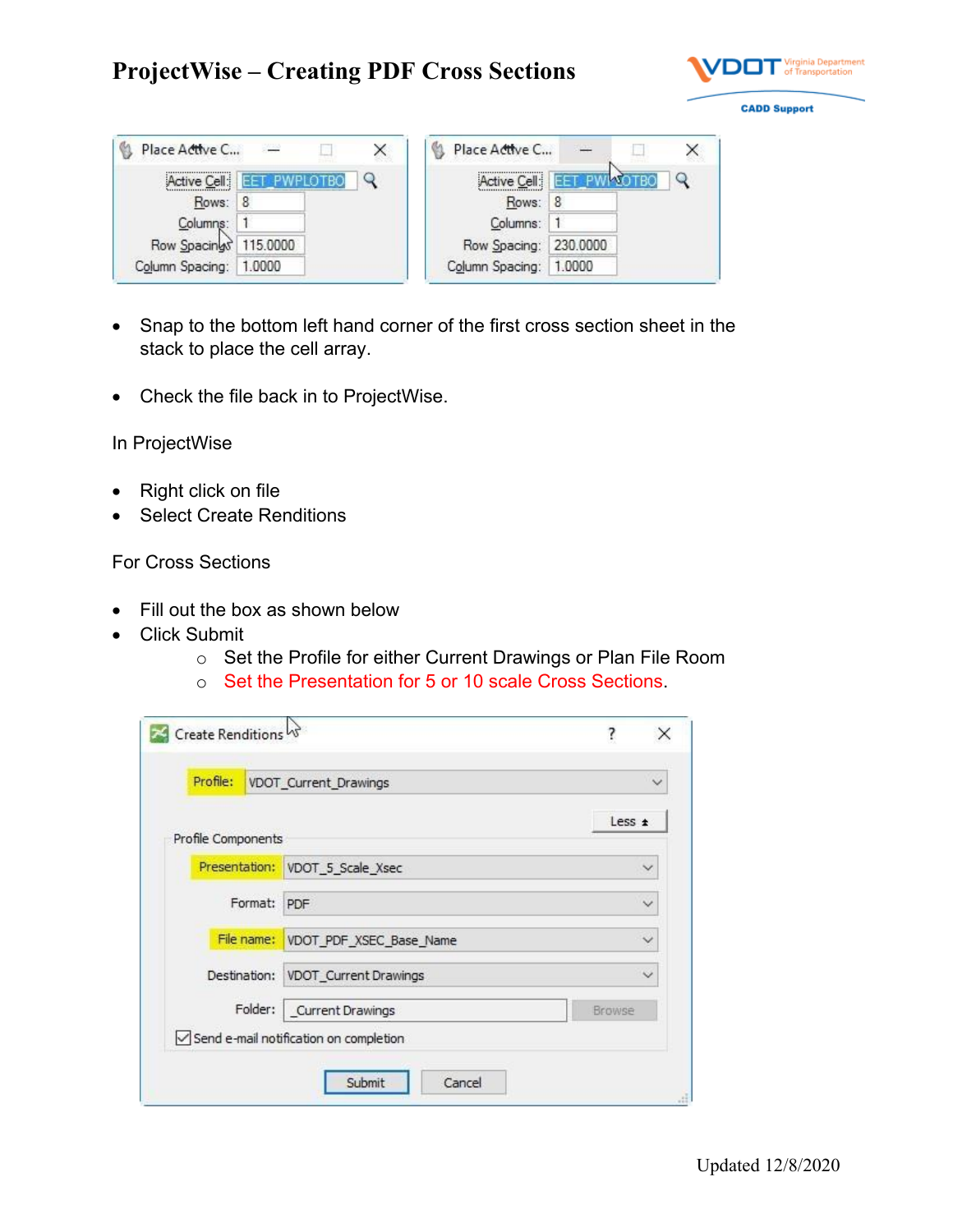# ProjectWise – Creating PDF Cross Sections

- Snap to the bottom left hand corner of the first cross section sheet in the stack to place the cell array.

- Check the file back in to ProjectWise.

In ProjectWise

- Right click on file
- Select Create Renditions

For Cross Sections

- Fill out the box as shown below
- Click Submit
  - Set the Profile for either Current Drawings or Plan File Room
  - Set the Presentation for 5 or 10 scale Cross Sections.

Updated 12/8/2020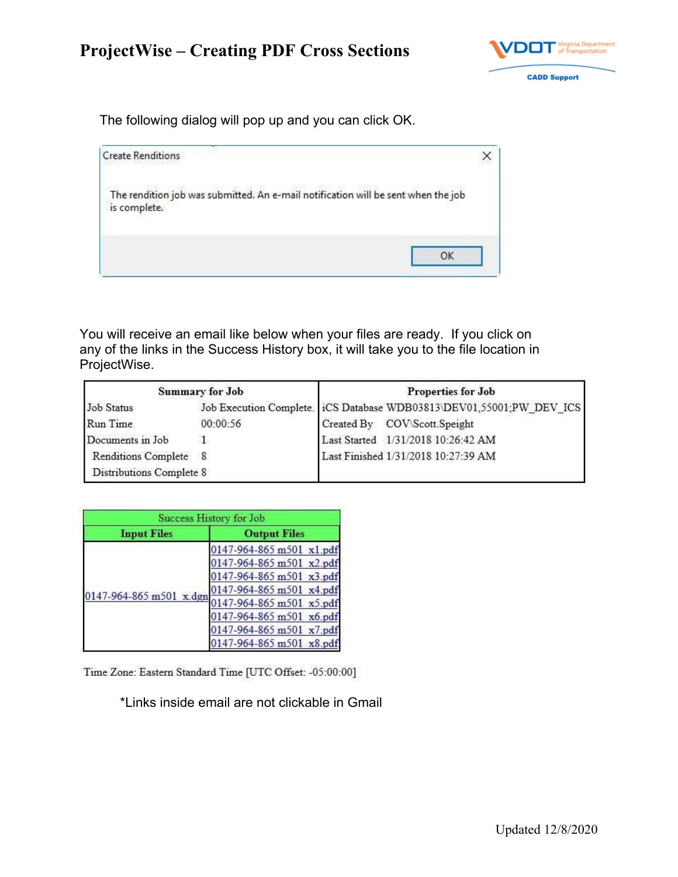The following dialog will pop up and you can click OK.

Create Renditions

The rendition job was submitted. An e-mail notification will be sent when the job is complete.

OK

You will receive an email like below when your files are ready. If you click on any of the links in the Success History box, it will take you to the file location in ProjectWise.

| Summary for Job | | Properties for Job | |
|---|---|---|---|
| Job Status | Job Execution Complete. | iCS Database | WDB03813\DEV01,55001;PW_DEV_ICS |
| Run Time | 00:00:56 | Created By | COV\Scott.Speight |
| Documents in Job | 1 | Last Started | 1/31/2018 10:26:42 AM |
| Renditions Complete | 8 | Last Finished | 1/31/2018 10:27:39 AM |
| Distributions Complete | 8 | | |

| Success History for Job | |
|---|---|
| **Input Files** | **Output Files** |
| 0147-964-865 m501_x.dgn | 0147-964-865 m501_x1.pdf |
| | 0147-964-865 m501_x2.pdf |
| | 0147-964-865 m501_x3.pdf |
| | 0147-964-865 m501_x4.pdf |
| | 0147-964-865 m501_x5.pdf |
| | 0147-964-865 m501_x6.pdf |
| | 0147-964-865 m501_x7.pdf |
| | 0147-964-865 m501_x8.pdf |

Time Zone: Eastern Standard Time [UTC Offset: -05:00:00]

*Links inside email are not clickable in Gmail

Updated 12/8/2020